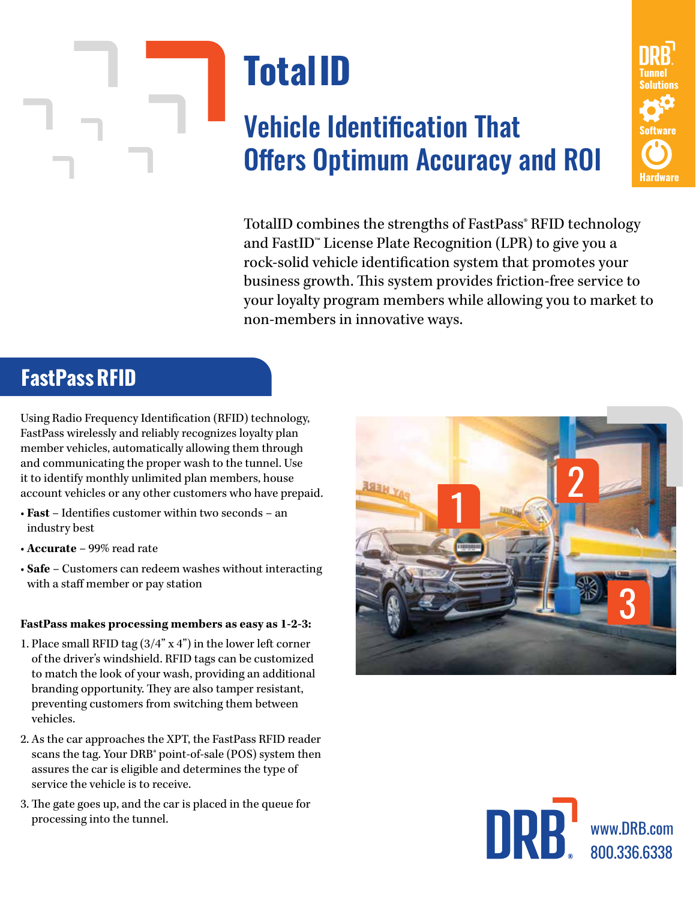# TotalID

## Vehicle Identification That Offers Optimum Accuracy and ROI

DRB Tunnel Solutions

Software

Hardware

TotalID combines the strengths of FastPass® RFID technology and FastID™ License Plate Recognition (LPR) to give you a rock-solid vehicle identification system that promotes your business growth. This system provides friction-free service to your loyalty program members while allowing you to market to non-members in innovative ways.

## FastPass RFID

Using Radio Frequency Identification (RFID) technology, FastPass wirelessly and reliably recognizes loyalty plan member vehicles, automatically allowing them through and communicating the proper wash to the tunnel. Use it to identify monthly unlimited plan members, house account vehicles or any other customers who have prepaid.

- **Fast** – Identifies customer within two seconds – an industry best
- **Accurate** – 99% read rate
- **Safe** – Customers can redeem washes without interacting with a staff member or pay station

**FastPass makes processing members as easy as 1-2-3:**

1. Place small RFID tag (3/4" x 4") in the lower left corner of the driver's windshield. RFID tags can be customized to match the look of your wash, providing an additional branding opportunity. They are also tamper resistant, preventing customers from switching them between vehicles.
2. As the car approaches the XPT, the FastPass RFID reader scans the tag. Your DRB® point-of-sale (POS) system then assures the car is eligible and determines the type of service the vehicle is to receive.
3. The gate goes up, and the car is placed in the queue for processing into the tunnel.

DRB®

www.DRB.com

800.336.6338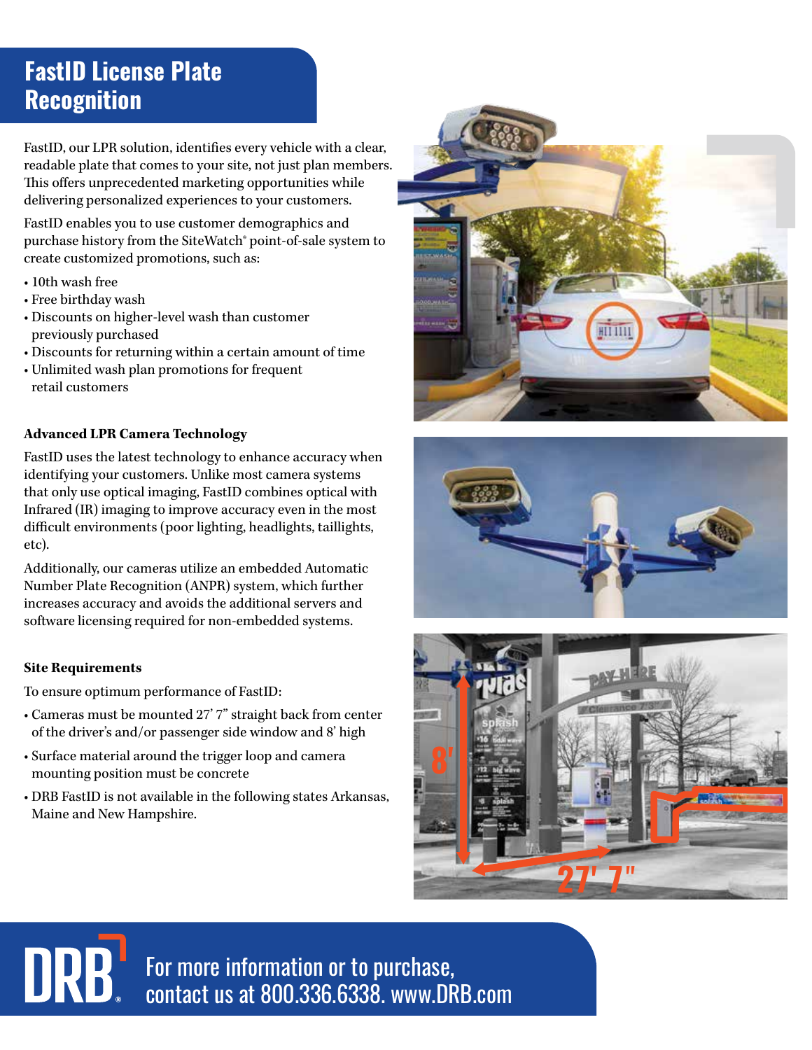# FastID License Plate Recognition

FastID, our LPR solution, identifies every vehicle with a clear, readable plate that comes to your site, not just plan members. This offers unprecedented marketing opportunities while delivering personalized experiences to your customers.

FastID enables you to use customer demographics and purchase history from the SiteWatch® point-of-sale system to create customized promotions, such as:

- 10th wash free
- Free birthday wash
- Discounts on higher-level wash than customer previously purchased
- Discounts for returning within a certain amount of time
- Unlimited wash plan promotions for frequent retail customers

### Advanced LPR Camera Technology

FastID uses the latest technology to enhance accuracy when identifying your customers. Unlike most camera systems that only use optical imaging, FastID combines optical with Infrared (IR) imaging to improve accuracy even in the most difficult environments (poor lighting, headlights, taillights, etc).

Additionally, our cameras utilize an embedded Automatic Number Plate Recognition (ANPR) system, which further increases accuracy and avoids the additional servers and software licensing required for non-embedded systems.

### Site Requirements

To ensure optimum performance of FastID:

- Cameras must be mounted 27' 7" straight back from center of the driver's and/or passenger side window and 8' high
- Surface material around the trigger loop and camera mounting position must be concrete
- DRB FastID is not available in the following states Arkansas, Maine and New Hampshire.

8'

27' 7"

DRB

For more information or to purchase, contact us at 800.336.6338. www.DRB.com